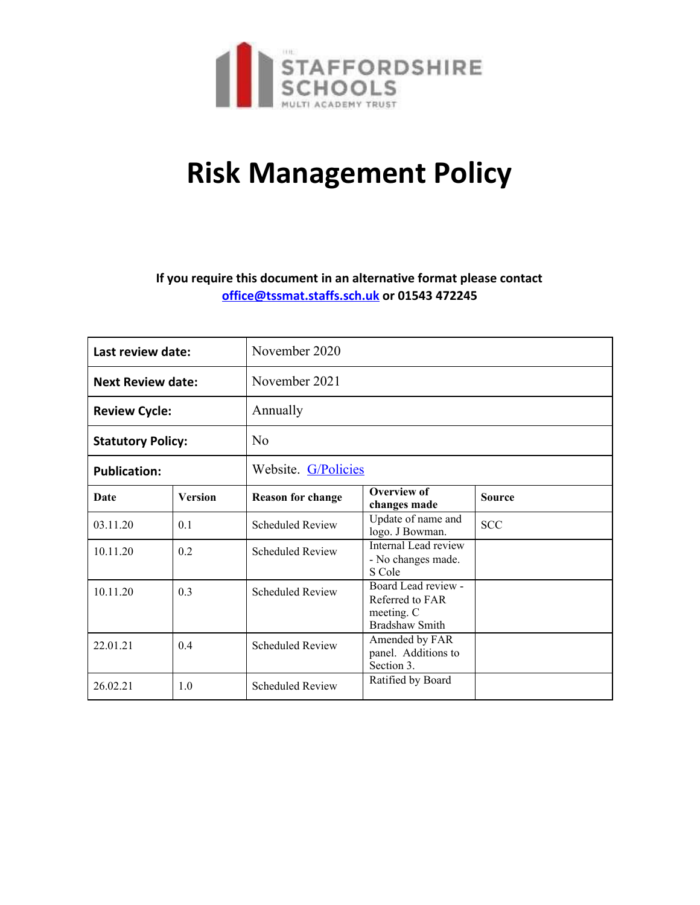THE STAFFORDSHIRE SCHOOLS MULTI ACADEMY TRUST

# Risk Management Policy

**If you require this document in an alternative format please contact [office@tssmat.staffs.sch.uk](mailto:office@tssmat.staffs.sch.uk) or 01543 472245**

| | |
|---|---|
| **Last review date:** | November 2020 |
| **Next Review date:** | November 2021 |
| **Review Cycle:** | Annually |
| **Statutory Policy:** | No |
| **Publication:** | Website. G/Policies |

| Date | Version | Reason for change | Overview of changes made | Source |
|---|---|---|---|---|
| 03.11.20 | 0.1 | Scheduled Review | Update of name and logo. J Bowman. | SCC |
| 10.11.20 | 0.2 | Scheduled Review | Internal Lead review - No changes made. S Cole | |
| 10.11.20 | 0.3 | Scheduled Review | Board Lead review - Referred to FAR meeting. C Bradshaw Smith | |
| 22.01.21 | 0.4 | Scheduled Review | Amended by FAR panel. Additions to Section 3. | |
| 26.02.21 | 1.0 | Scheduled Review | Ratified by Board | |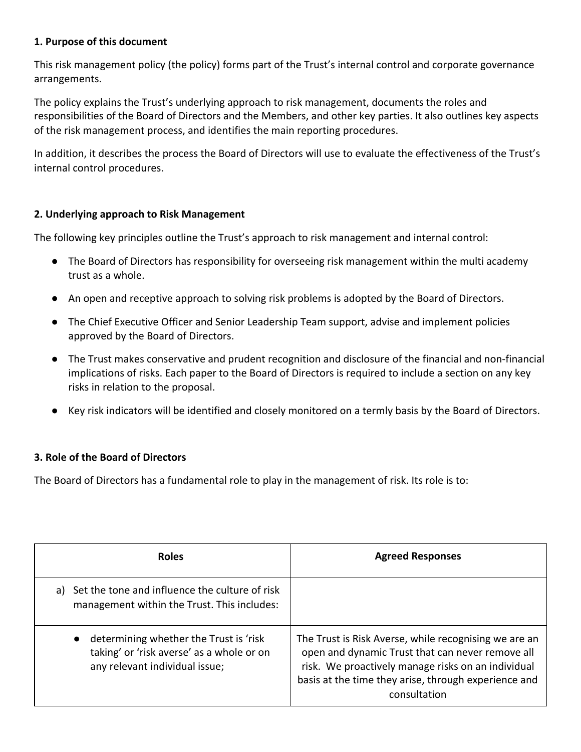**1. Purpose of this document**

This risk management policy (the policy) forms part of the Trust's internal control and corporate governance arrangements.

The policy explains the Trust's underlying approach to risk management, documents the roles and responsibilities of the Board of Directors and the Members, and other key parties. It also outlines key aspects of the risk management process, and identifies the main reporting procedures.

In addition, it describes the process the Board of Directors will use to evaluate the effectiveness of the Trust's internal control procedures.

**2. Underlying approach to Risk Management**

The following key principles outline the Trust's approach to risk management and internal control:

- The Board of Directors has responsibility for overseeing risk management within the multi academy trust as a whole.
- An open and receptive approach to solving risk problems is adopted by the Board of Directors.
- The Chief Executive Officer and Senior Leadership Team support, advise and implement policies approved by the Board of Directors.
- The Trust makes conservative and prudent recognition and disclosure of the financial and non-financial implications of risks. Each paper to the Board of Directors is required to include a section on any key risks in relation to the proposal.
- Key risk indicators will be identified and closely monitored on a termly basis by the Board of Directors.

**3. Role of the Board of Directors**

The Board of Directors has a fundamental role to play in the management of risk. Its role is to:

| Roles | Agreed Responses |
|---|---|
| a) Set the tone and influence the culture of risk management within the Trust. This includes: | |
| • determining whether the Trust is 'risk taking' or 'risk averse' as a whole or on any relevant individual issue; | The Trust is Risk Averse, while recognising we are an open and dynamic Trust that can never remove all risk. We proactively manage risks on an individual basis at the time they arise, through experience and consultation |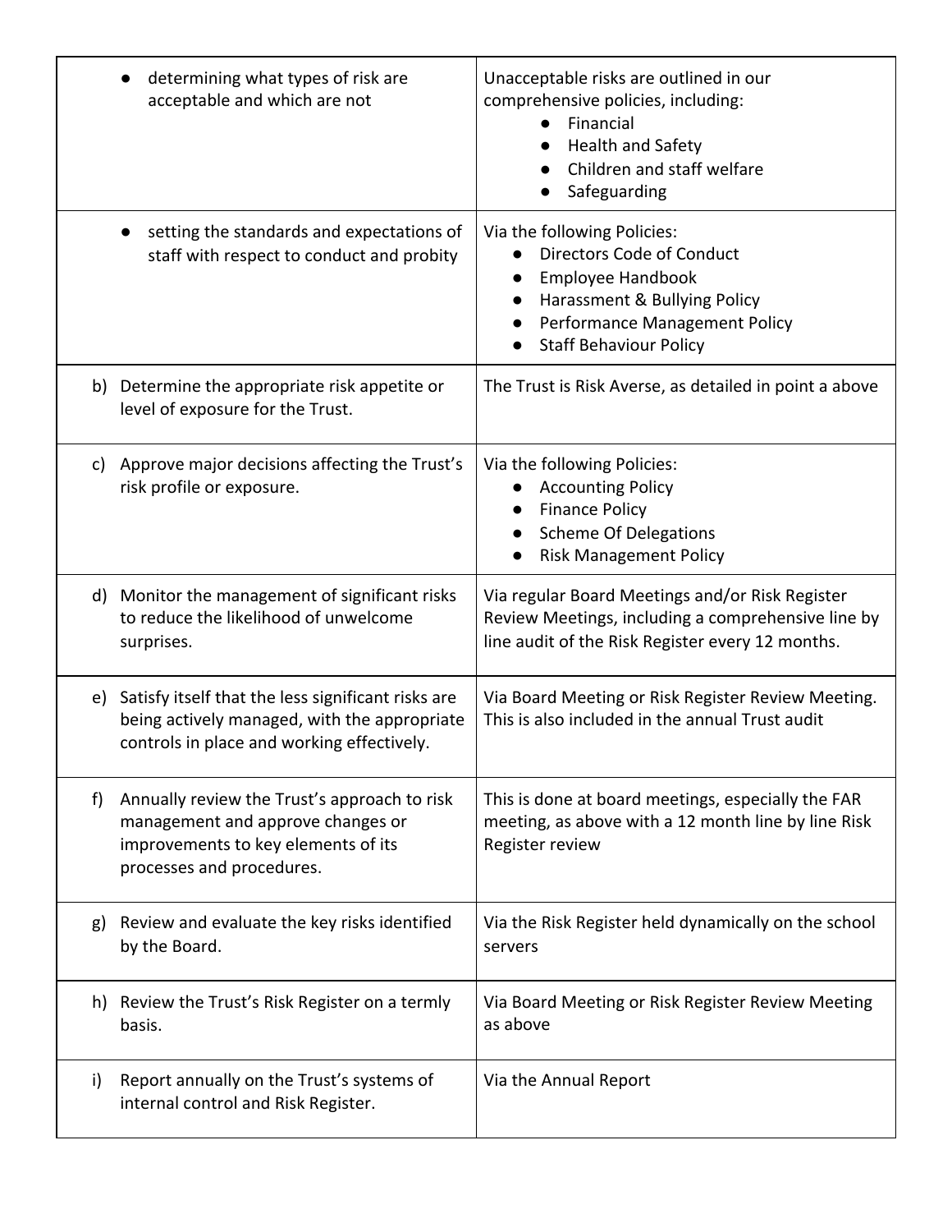| | |
|---|---|
| • determining what types of risk are acceptable and which are not | Unacceptable risks are outlined in our comprehensive policies, including:<br>• Financial<br>• Health and Safety<br>• Children and staff welfare<br>• Safeguarding |
| • setting the standards and expectations of staff with respect to conduct and probity | Via the following Policies:<br>• Directors Code of Conduct<br>• Employee Handbook<br>• Harassment & Bullying Policy<br>• Performance Management Policy<br>• Staff Behaviour Policy |
| b) Determine the appropriate risk appetite or level of exposure for the Trust. | The Trust is Risk Averse, as detailed in point a above |
| c) Approve major decisions affecting the Trust's risk profile or exposure. | Via the following Policies:<br>• Accounting Policy<br>• Finance Policy<br>• Scheme Of Delegations<br>• Risk Management Policy |
| d) Monitor the management of significant risks to reduce the likelihood of unwelcome surprises. | Via regular Board Meetings and/or Risk Register Review Meetings, including a comprehensive line by line audit of the Risk Register every 12 months. |
| e) Satisfy itself that the less significant risks are being actively managed, with the appropriate controls in place and working effectively. | Via Board Meeting or Risk Register Review Meeting. This is also included in the annual Trust audit |
| f) Annually review the Trust's approach to risk management and approve changes or improvements to key elements of its processes and procedures. | This is done at board meetings, especially the FAR meeting, as above with a 12 month line by line Risk Register review |
| g) Review and evaluate the key risks identified by the Board. | Via the Risk Register held dynamically on the school servers |
| h) Review the Trust's Risk Register on a termly basis. | Via Board Meeting or Risk Register Review Meeting as above |
| i) Report annually on the Trust's systems of internal control and Risk Register. | Via the Annual Report |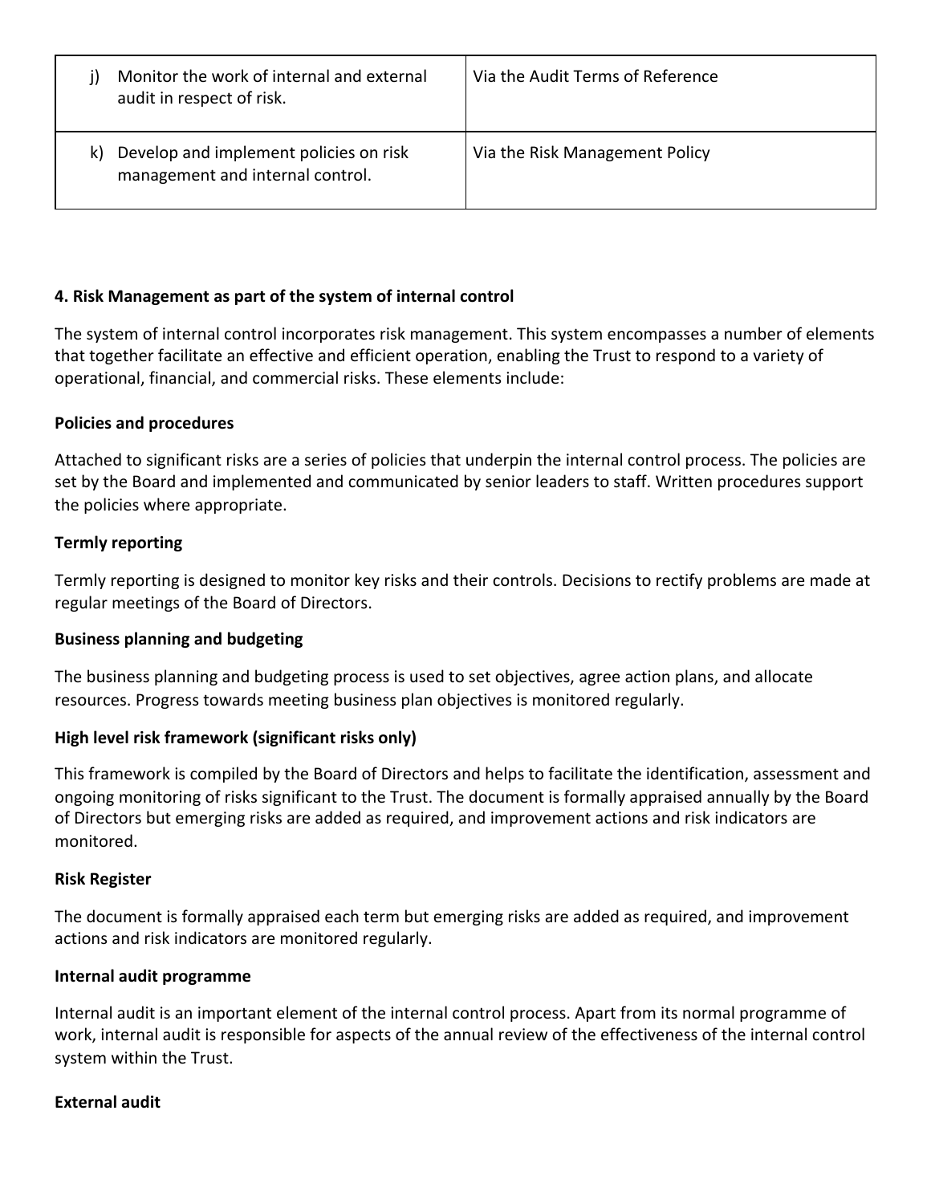| | |
|---|---|
| j) Monitor the work of internal and external audit in respect of risk. | Via the Audit Terms of Reference |
| k) Develop and implement policies on risk management and internal control. | Via the Risk Management Policy |

**4. Risk Management as part of the system of internal control**

The system of internal control incorporates risk management. This system encompasses a number of elements that together facilitate an effective and efficient operation, enabling the Trust to respond to a variety of operational, financial, and commercial risks. These elements include:

**Policies and procedures**

Attached to significant risks are a series of policies that underpin the internal control process. The policies are set by the Board and implemented and communicated by senior leaders to staff. Written procedures support the policies where appropriate.

**Termly reporting**

Termly reporting is designed to monitor key risks and their controls. Decisions to rectify problems are made at regular meetings of the Board of Directors.

**Business planning and budgeting**

The business planning and budgeting process is used to set objectives, agree action plans, and allocate resources. Progress towards meeting business plan objectives is monitored regularly.

**High level risk framework (significant risks only)**

This framework is compiled by the Board of Directors and helps to facilitate the identification, assessment and ongoing monitoring of risks significant to the Trust. The document is formally appraised annually by the Board of Directors but emerging risks are added as required, and improvement actions and risk indicators are monitored.

**Risk Register**

The document is formally appraised each term but emerging risks are added as required, and improvement actions and risk indicators are monitored regularly.

**Internal audit programme**

Internal audit is an important element of the internal control process. Apart from its normal programme of work, internal audit is responsible for aspects of the annual review of the effectiveness of the internal control system within the Trust.

**External audit**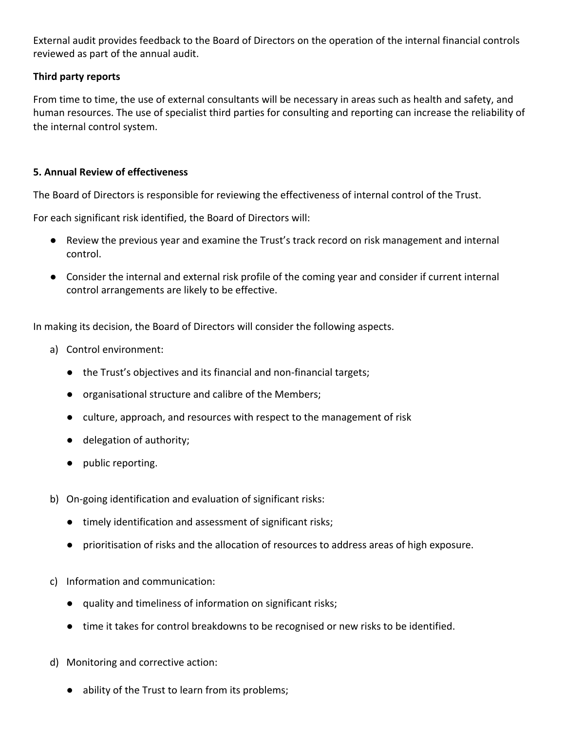External audit provides feedback to the Board of Directors on the operation of the internal financial controls reviewed as part of the annual audit.

**Third party reports**

From time to time, the use of external consultants will be necessary in areas such as health and safety, and human resources. The use of specialist third parties for consulting and reporting can increase the reliability of the internal control system.

**5. Annual Review of effectiveness**

The Board of Directors is responsible for reviewing the effectiveness of internal control of the Trust.

For each significant risk identified, the Board of Directors will:

- Review the previous year and examine the Trust's track record on risk management and internal control.
- Consider the internal and external risk profile of the coming year and consider if current internal control arrangements are likely to be effective.

In making its decision, the Board of Directors will consider the following aspects.

a) Control environment:

- the Trust's objectives and its financial and non-financial targets;
- organisational structure and calibre of the Members;
- culture, approach, and resources with respect to the management of risk
- delegation of authority;
- public reporting.

b) On-going identification and evaluation of significant risks:

- timely identification and assessment of significant risks;
- prioritisation of risks and the allocation of resources to address areas of high exposure.

c) Information and communication:

- quality and timeliness of information on significant risks;
- time it takes for control breakdowns to be recognised or new risks to be identified.

d) Monitoring and corrective action:

- ability of the Trust to learn from its problems;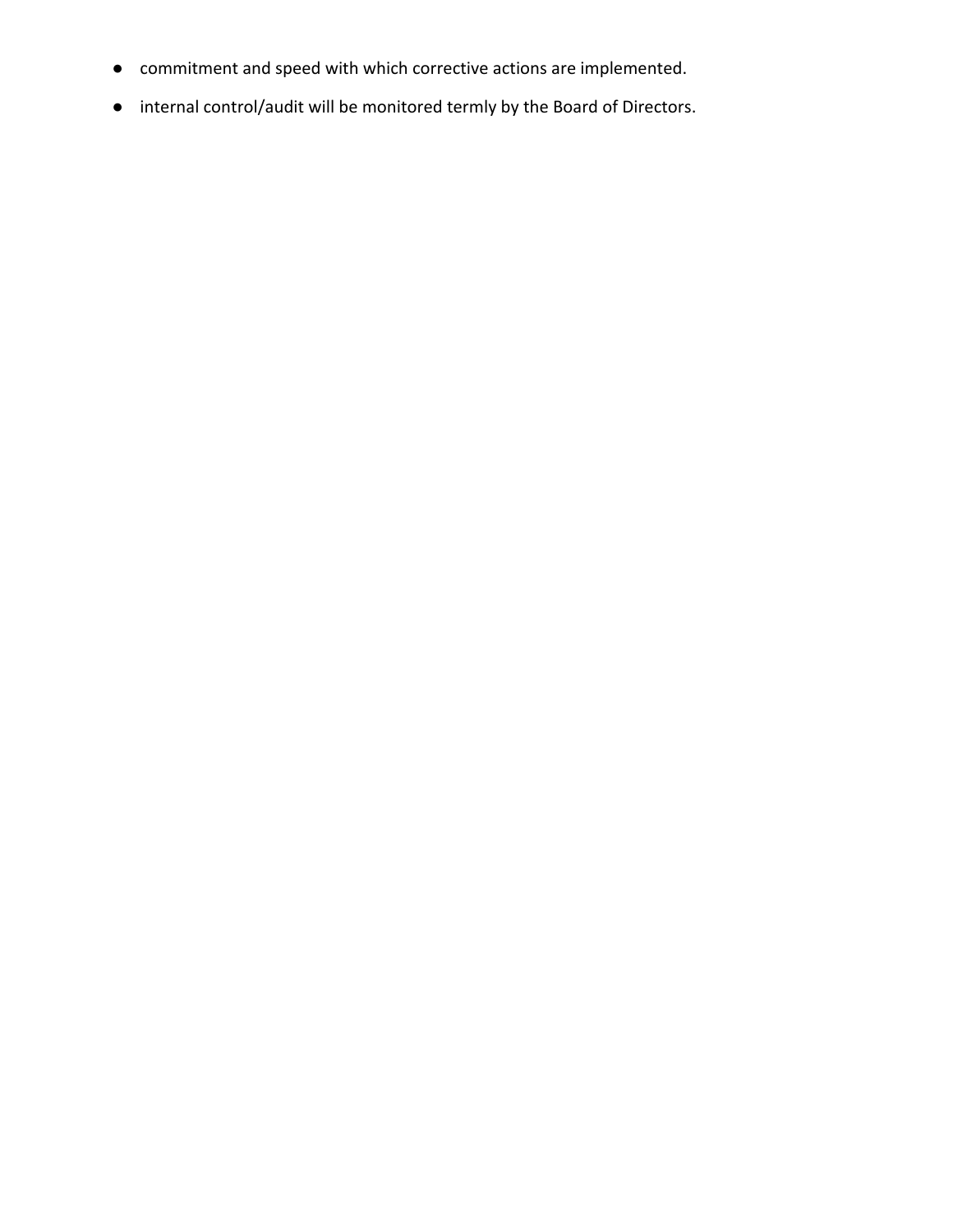- commitment and speed with which corrective actions are implemented.
- internal control/audit will be monitored termly by the Board of Directors.